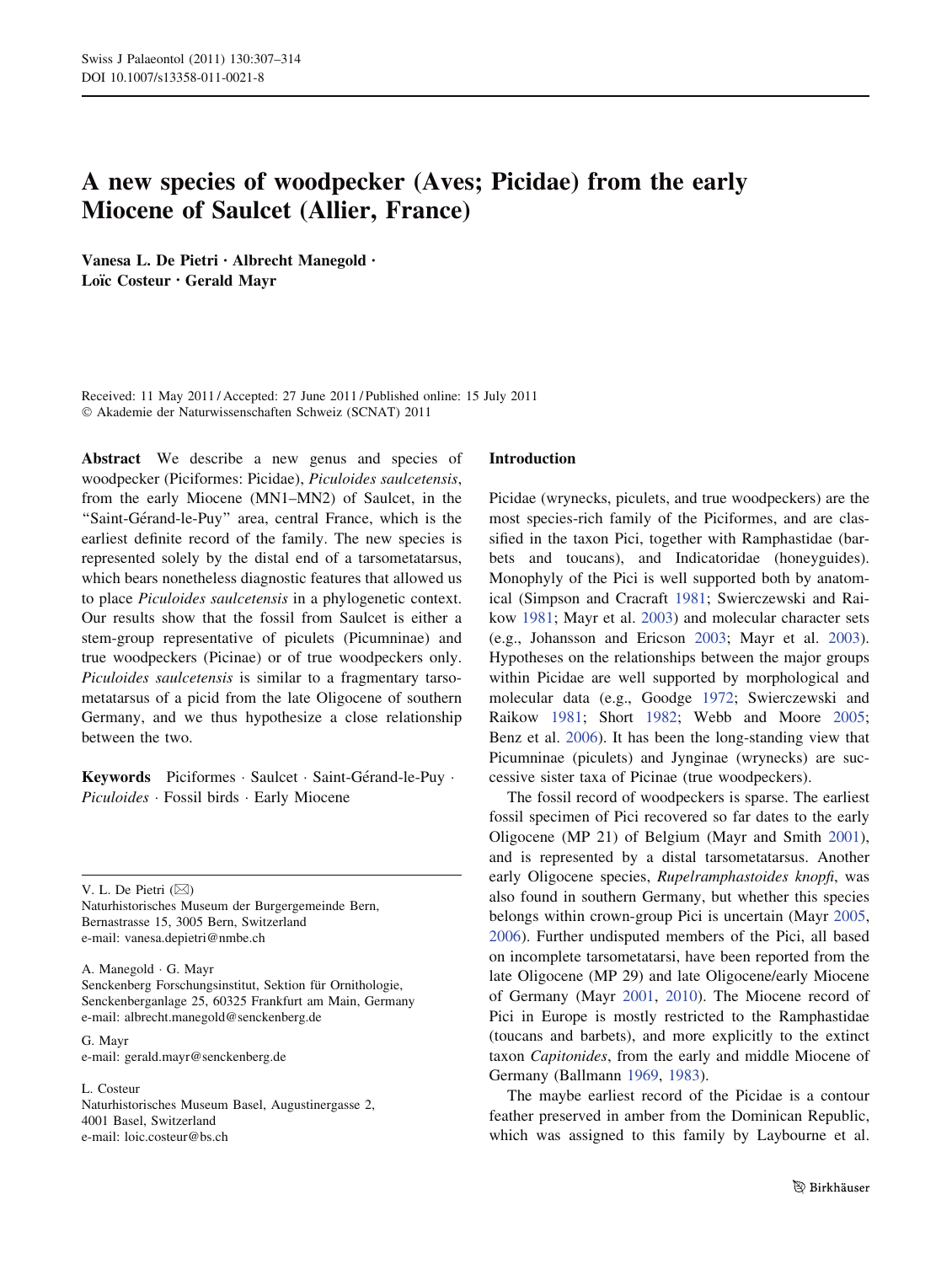# A new species of woodpecker (Aves; Picidae) from the early Miocene of Saulcet (Allier, France)

**Vanesa L. De Pietri · Albrecht Manegold · Loïc Costeur · Gerald Mayr**

Received: 11 May 2011 / Accepted: 27 June 2011 / Published online: 15 July 2011
© Akademie der Naturwissenschaften Schweiz (SCNAT) 2011

**Abstract** We describe a new genus and species of woodpecker (Piciformes: Picidae), *Piculoides saulcetensis*, from the early Miocene (MN1–MN2) of Saulcet, in the "Saint-Gérand-le-Puy" area, central France, which is the earliest definite record of the family. The new species is represented solely by the distal end of a tarsometatarsus, which bears nonetheless diagnostic features that allowed us to place *Piculoides saulcetensis* in a phylogenetic context. Our results show that the fossil from Saulcet is either a stem-group representative of piculets (Picumninae) and true woodpeckers (Picinae) or of true woodpeckers only. *Piculoides saulcetensis* is similar to a fragmentary tarsometatarsus of a picid from the late Oligocene of southern Germany, and we thus hypothesize a close relationship between the two.

**Keywords** Piciformes · Saulcet · Saint-Gérand-le-Puy · *Piculoides* · Fossil birds · Early Miocene

V. L. De Pietri (✉)
Naturhistorisches Museum der Burgergemeinde Bern, Bernastrasse 15, 3005 Bern, Switzerland
e-mail: vanesa.depietri@nmbe.ch

A. Manegold · G. Mayr
Senckenberg Forschungsinstitut, Sektion für Ornithologie, Senckenberganlage 25, 60325 Frankfurt am Main, Germany
e-mail: albrecht.manegold@senckenberg.de

G. Mayr
e-mail: gerald.mayr@senckenberg.de

L. Costeur
Naturhistorisches Museum Basel, Augustinergasse 2, 4001 Basel, Switzerland
e-mail: loic.costeur@bs.ch

## Introduction

Picidae (wrynecks, piculets, and true woodpeckers) are the most species-rich family of the Piciformes, and are classified in the taxon Pici, together with Ramphastidae (barbets and toucans), and Indicatoridae (honeyguides). Monophyly of the Pici is well supported both by anatomical (Simpson and Cracraft 1981; Swierczewski and Raikow 1981; Mayr et al. 2003) and molecular character sets (e.g., Johansson and Ericson 2003; Mayr et al. 2003). Hypotheses on the relationships between the major groups within Picidae are well supported by morphological and molecular data (e.g., Goodge 1972; Swierczewski and Raikow 1981; Short 1982; Webb and Moore 2005; Benz et al. 2006). It has been the long-standing view that Picumninae (piculets) and Jynginae (wrynecks) are successive sister taxa of Picinae (true woodpeckers).

The fossil record of woodpeckers is sparse. The earliest fossil specimen of Pici recovered so far dates to the early Oligocene (MP 21) of Belgium (Mayr and Smith 2001), and is represented by a distal tarsometatarsus. Another early Oligocene species, *Rupelramphastoides knopfi*, was also found in southern Germany, but whether this species belongs within crown-group Pici is uncertain (Mayr 2005, 2006). Further undisputed members of the Pici, all based on incomplete tarsometatarsi, have been reported from the late Oligocene (MP 29) and late Oligocene/early Miocene of Germany (Mayr 2001, 2010). The Miocene record of Pici in Europe is mostly restricted to the Ramphastidae (toucans and barbets), and more explicitly to the extinct taxon *Capitonides*, from the early and middle Miocene of Germany (Ballmann 1969, 1983).

The maybe earliest record of the Picidae is a contour feather preserved in amber from the Dominican Republic, which was assigned to this family by Laybourne et al.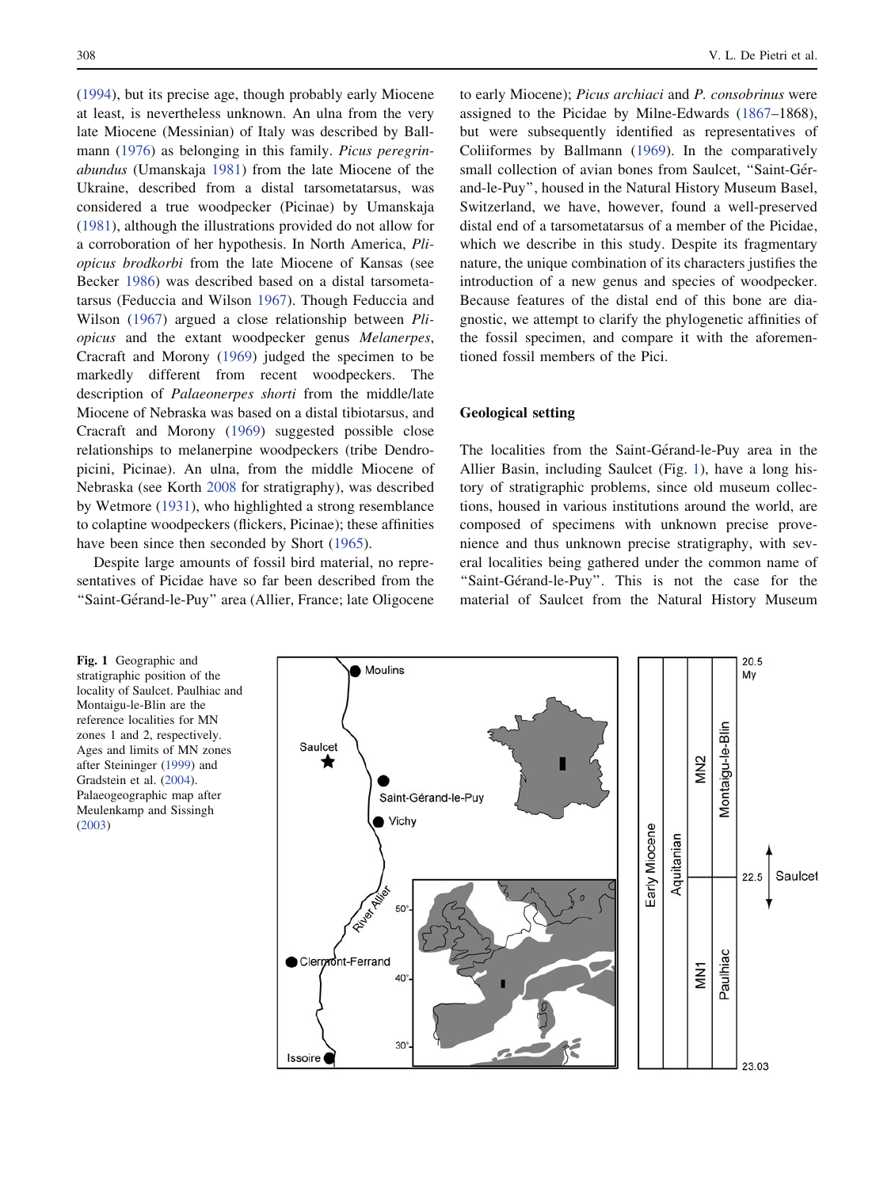(1994), but its precise age, though probably early Miocene at least, is nevertheless unknown. An ulna from the very late Miocene (Messinian) of Italy was described by Ballmann (1976) as belonging in this family. *Picus peregrinabundus* (Umanskaja 1981) from the late Miocene of the Ukraine, described from a distal tarsometatarsus, was considered a true woodpecker (Picinae) by Umanskaja (1981), although the illustrations provided do not allow for a corroboration of her hypothesis. In North America, *Pliopicus brodkorbi* from the late Miocene of Kansas (see Becker 1986) was described based on a distal tarsometatarsus (Feduccia and Wilson 1967). Though Feduccia and Wilson (1967) argued a close relationship between *Pliopicus* and the extant woodpecker genus *Melanerpes*, Cracraft and Morony (1969) judged the specimen to be markedly different from recent woodpeckers. The description of *Palaeonerpes shorti* from the middle/late Miocene of Nebraska was based on a distal tibiotarsus, and Cracraft and Morony (1969) suggested possible close relationships to melanerpine woodpeckers (tribe Dendropicini, Picinae). An ulna, from the middle Miocene of Nebraska (see Korth 2008 for stratigraphy), was described by Wetmore (1931), who highlighted a strong resemblance to colaptine woodpeckers (flickers, Picinae); these affinities have been since then seconded by Short (1965).

Despite large amounts of fossil bird material, no representatives of Picidae have so far been described from the "Saint-Gérand-le-Puy" area (Allier, France; late Oligocene to early Miocene); *Picus archiaci* and *P. consobrinus* were assigned to the Picidae by Milne-Edwards (1867–1868), but were subsequently identified as representatives of Coliiformes by Ballmann (1969). In the comparatively small collection of avian bones from Saulcet, "Saint-Gérand-le-Puy", housed in the Natural History Museum Basel, Switzerland, we have, however, found a well-preserved distal end of a tarsometatarsus of a member of the Picidae, which we describe in this study. Despite its fragmentary nature, the unique combination of its characters justifies the introduction of a new genus and species of woodpecker. Because features of the distal end of this bone are diagnostic, we attempt to clarify the phylogenetic affinities of the fossil specimen, and compare it with the aforementioned fossil members of the Pici.

## Geological setting

The localities from the Saint-Gérand-le-Puy area in the Allier Basin, including Saulcet (Fig. 1), have a long history of stratigraphic problems, since old museum collections, housed in various institutions around the world, are composed of specimens with unknown precise provenience and thus unknown precise stratigraphy, with several localities being gathered under the common name of "Saint-Gérand-le-Puy". This is not the case for the material of Saulcet from the Natural History Museum

**Fig. 1** Geographic and stratigraphic position of the locality of Saulcet. Paulhiac and Montaigu-le-Blin are the reference localities for MN zones 1 and 2, respectively. Ages and limits of MN zones after Steininger (1999) and Gradstein et al. (2004). Palaeogeographic map after Meulenkamp and Sissingh (2003)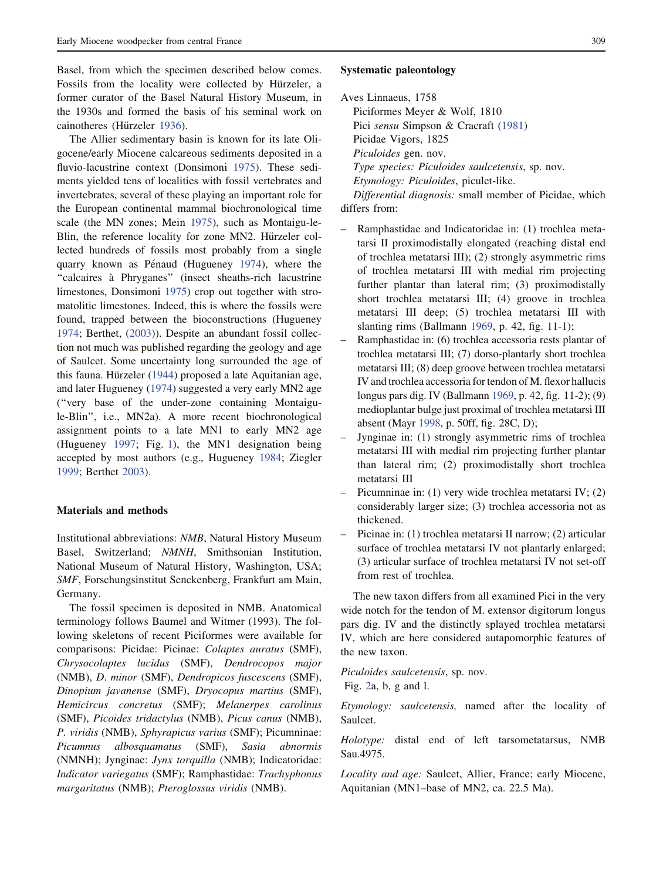Basel, from which the specimen described below comes. Fossils from the locality were collected by Hürzeler, a former curator of the Basel Natural History Museum, in the 1930s and formed the basis of his seminal work on cainotheres (Hürzeler 1936).

The Allier sedimentary basin is known for its late Oligocene/early Miocene calcareous sediments deposited in a fluvio-lacustrine context (Donsimoni 1975). These sediments yielded tens of localities with fossil vertebrates and invertebrates, several of these playing an important role for the European continental mammal biochronological time scale (the MN zones; Mein 1975), such as Montaigu-le-Blin, the reference locality for zone MN2. Hürzeler collected hundreds of fossils most probably from a single quarry known as Pénaud (Hugueney 1974), where the "calcaires à Phryganes" (insect sheaths-rich lacustrine limestones, Donsimoni 1975) crop out together with stromatolitic limestones. Indeed, this is where the fossils were found, trapped between the bioconstructions (Hugueney 1974; Berthet, (2003)). Despite an abundant fossil collection not much was published regarding the geology and age of Saulcet. Some uncertainty long surrounded the age of this fauna. Hürzeler (1944) proposed a late Aquitanian age, and later Hugueney (1974) suggested a very early MN2 age ("very base of the under-zone containing Montaigu-le-Blin", i.e., MN2a). A more recent biochronological assignment points to a late MN1 to early MN2 age (Hugueney 1997; Fig. 1), the MN1 designation being accepted by most authors (e.g., Hugueney 1984; Ziegler 1999; Berthet 2003).

## Materials and methods

Institutional abbreviations: *NMB*, Natural History Museum Basel, Switzerland; *NMNH*, Smithsonian Institution, National Museum of Natural History, Washington, USA; *SMF*, Forschungsinstitut Senckenberg, Frankfurt am Main, Germany.

The fossil specimen is deposited in NMB. Anatomical terminology follows Baumel and Witmer (1993). The following skeletons of recent Piciformes were available for comparisons: Picidae: Picinae: *Colaptes auratus* (SMF), *Chrysocolaptes lucidus* (SMF), *Dendrocopos major* (NMB), *D. minor* (SMF), *Dendropicos fuscescens* (SMF), *Dinopium javanense* (SMF), *Dryocopus martius* (SMF), *Hemicircus concretus* (SMF); *Melanerpes carolinus* (SMF), *Picoides tridactylus* (NMB), *Picus canus* (NMB), *P. viridis* (NMB), *Sphyrapicus varius* (SMF); Picumninae: *Picumnus albosquamatus* (SMF), *Sasia abnormis* (NMNH); Jynginae: *Jynx torquilla* (NMB); Indicatoridae: *Indicator variegatus* (SMF); Ramphastidae: *Trachyphonus margaritatus* (NMB); *Pteroglossus viridis* (NMB).

## Systematic paleontology

Aves Linnaeus, 1758
Piciformes Meyer & Wolf, 1810
Pici *sensu* Simpson & Cracraft (1981)
Picidae Vigors, 1825
*Piculoides* gen. nov.
*Type species: Piculoides saulcetensis*, sp. nov.
*Etymology: Piculoides*, piculet-like.
*Differential diagnosis:* small member of Picidae, which differs from:

- Ramphastidae and Indicatoridae in: (1) trochlea metatarsi II proximodistally elongated (reaching distal end of trochlea metatarsi III); (2) strongly asymmetric rims of trochlea metatarsi III with medial rim projecting further plantar than lateral rim; (3) proximodistally short trochlea metatarsi III; (4) groove in trochlea metatarsi III deep; (5) trochlea metatarsi III with slanting rims (Ballmann 1969, p. 42, fig. 11-1);
- Ramphastidae in: (6) trochlea accessoria rests plantar of trochlea metatarsi III; (7) dorso-plantarly short trochlea metatarsi III; (8) deep groove between trochlea metatarsi IV and trochlea accessoria for tendon of M. flexor hallucis longus pars dig. IV (Ballmann 1969, p. 42, fig. 11-2); (9) medioplantar bulge just proximal of trochlea metatarsi III absent (Mayr 1998, p. 50ff, fig. 28C, D);
- Jynginae in: (1) strongly asymmetric rims of trochlea metatarsi III with medial rim projecting further plantar than lateral rim; (2) proximodistally short trochlea metatarsi III
- Picumninae in: (1) very wide trochlea metatarsi IV; (2) considerably larger size; (3) trochlea accessoria not as thickened.
- Picinae in: (1) trochlea metatarsi II narrow; (2) articular surface of trochlea metatarsi IV not plantarly enlarged; (3) articular surface of trochlea metatarsi IV not set-off from rest of trochlea.

The new taxon differs from all examined Pici in the very wide notch for the tendon of M. extensor digitorum longus pars dig. IV and the distinctly splayed trochlea metatarsi IV, which are here considered autapomorphic features of the new taxon.

*Piculoides saulcetensis*, sp. nov.
Fig. 2a, b, g and l.

*Etymology: saulcetensis,* named after the locality of Saulcet.

*Holotype:* distal end of left tarsometatarsus, NMB Sau.4975.

*Locality and age:* Saulcet, Allier, France; early Miocene, Aquitanian (MN1–base of MN2, ca. 22.5 Ma).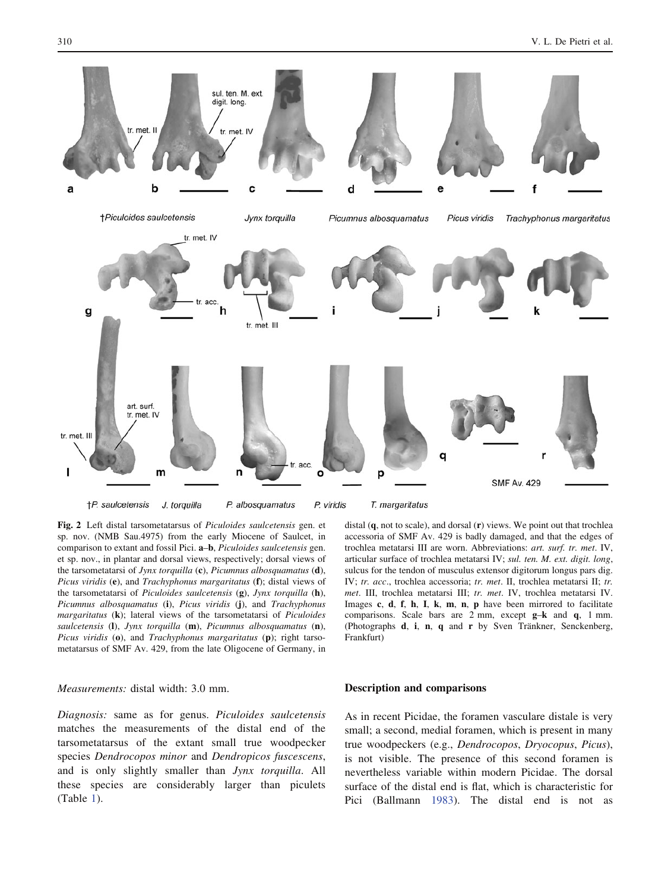**Fig. 2** Left distal tarsometatarsus of *Piculoides saulcetensis* gen. et sp. nov. (NMB Sau.4975) from the early Miocene of Saulcet, in comparison to extant and fossil Pici. **a**–**b**, *Piculoides saulcetensis* gen. et sp. nov., in plantar and dorsal views, respectively; dorsal views of the tarsometatarsi of *Jynx torquilla* (**c**), *Picumnus albosquamatus* (**d**), *Picus viridis* (**e**), and *Trachyphonus margaritatus* (**f**); distal views of the tarsometatarsi of *Piculoides saulcetensis* (**g**), *Jynx torquilla* (**h**), *Picumnus albosquamatus* (**i**), *Picus viridis* (**j**), and *Trachyphonus margaritatus* (**k**); lateral views of the tarsometatarsi of *Piculoides saulcetensis* (**l**), *Jynx torquilla* (**m**), *Picumnus albosquamatus* (**n**), *Picus viridis* (**o**), and *Trachyphonus margaritatus* (**p**); right tarsometatarsus of SMF Av. 429, from the late Oligocene of Germany, in distal (**q**, not to scale), and dorsal (**r**) views. We point out that trochlea accessoria of SMF Av. 429 is badly damaged, and that the edges of trochlea metatarsi III are worn. Abbreviations: *art. surf. tr. met*. IV, articular surface of trochlea metatarsi IV; *sul. ten. M. ext. digit. long*, sulcus for the tendon of musculus extensor digitorum longus pars dig. IV; *tr. acc*., trochlea accessoria; *tr. met*. II, trochlea metatarsi II; *tr. met*. III, trochlea metatarsi III; *tr. met*. IV, trochlea metatarsi IV. Images **c**, **d**, **f**, **h**, **I**, **k**, **m**, **n**, **p** have been mirrored to facilitate comparisons. Scale bars are 2 mm, except **g**–**k** and **q**, 1 mm. (Photographs **d**, **i**, **n**, **q** and **r** by Sven Tränkner, Senckenberg, Frankfurt)

*Measurements:* distal width: 3.0 mm.

*Diagnosis:* same as for genus. *Piculoides saulcetensis* matches the measurements of the distal end of the tarsometatarsus of the extant small true woodpecker species *Dendrocopos minor* and *Dendropicos fuscescens*, and is only slightly smaller than *Jynx torquilla*. All these species are considerably larger than piculets (Table 1).

## Description and comparisons

As in recent Picidae, the foramen vasculare distale is very small; a second, medial foramen, which is present in many true woodpeckers (e.g., *Dendrocopos*, *Dryocopus*, *Picus*), is not visible. The presence of this second foramen is nevertheless variable within modern Picidae. The dorsal surface of the distal end is flat, which is characteristic for Pici (Ballmann 1983). The distal end is not as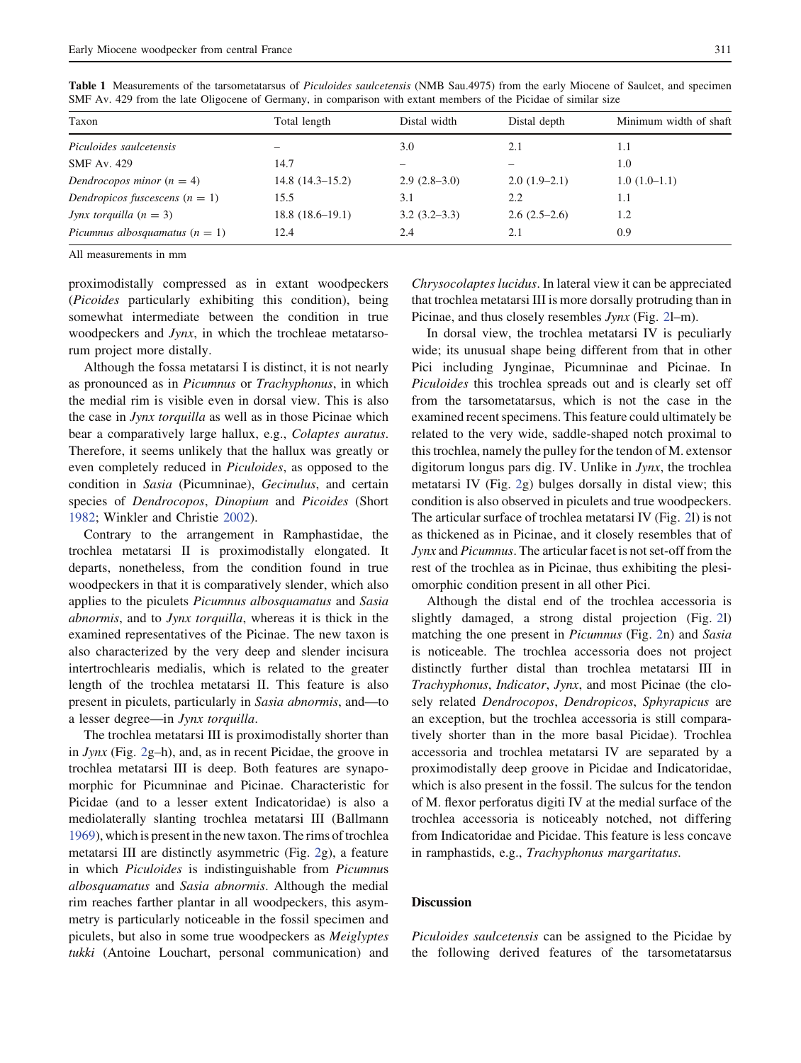Table 1 Measurements of the tarsometatarsus of *Piculoides saulcetensis* (NMB Sau.4975) from the early Miocene of Saulcet, and specimen SMF Av. 429 from the late Oligocene of Germany, in comparison with extant members of the Picidae of similar size

| Taxon | Total length | Distal width | Distal depth | Minimum width of shaft |
|---|---|---|---|---|
| *Piculoides saulcetensis* | – | 3.0 | 2.1 | 1.1 |
| SMF Av. 429 | 14.7 | – | – | 1.0 |
| *Dendrocopos minor* ($n = 4$) | 14.8 (14.3–15.2) | 2.9 (2.8–3.0) | 2.0 (1.9–2.1) | 1.0 (1.0–1.1) |
| *Dendropicos fuscescens* ($n = 1$) | 15.5 | 3.1 | 2.2 | 1.1 |
| *Jynx torquilla* ($n = 3$) | 18.8 (18.6–19.1) | 3.2 (3.2–3.3) | 2.6 (2.5–2.6) | 1.2 |
| *Picumnus albosquamatus* ($n = 1$) | 12.4 | 2.4 | 2.1 | 0.9 |

All measurements in mm

proximodistally compressed as in extant woodpeckers (*Picoides* particularly exhibiting this condition), being somewhat intermediate between the condition in true woodpeckers and *Jynx*, in which the trochleae metatarsorum project more distally.

Although the fossa metatarsi I is distinct, it is not nearly as pronounced as in *Picumnus* or *Trachyphonus*, in which the medial rim is visible even in dorsal view. This is also the case in *Jynx torquilla* as well as in those Picinae which bear a comparatively large hallux, e.g., *Colaptes auratus*. Therefore, it seems unlikely that the hallux was greatly or even completely reduced in *Piculoides*, as opposed to the condition in *Sasia* (Picumninae), *Gecinulus*, and certain species of *Dendrocopos*, *Dinopium* and *Picoides* (Short 1982; Winkler and Christie 2002).

Contrary to the arrangement in Ramphastidae, the trochlea metatarsi II is proximodistally elongated. It departs, nonetheless, from the condition found in true woodpeckers in that it is comparatively slender, which also applies to the piculets *Picumnus albosquamatus* and *Sasia abnormis*, and to *Jynx torquilla*, whereas it is thick in the examined representatives of the Picinae. The new taxon is also characterized by the very deep and slender incisura intertrochlearis medialis, which is related to the greater length of the trochlea metatarsi II. This feature is also present in piculets, particularly in *Sasia abnormis*, and—to a lesser degree—in *Jynx torquilla*.

The trochlea metatarsi III is proximodistally shorter than in *Jynx* (Fig. 2g–h), and, as in recent Picidae, the groove in trochlea metatarsi III is deep. Both features are synapomorphic for Picumninae and Picinae. Characteristic for Picidae (and to a lesser extent Indicatoridae) is also a mediolaterally slanting trochlea metatarsi III (Ballmann 1969), which is present in the new taxon. The rims of trochlea metatarsi III are distinctly asymmetric (Fig. 2g), a feature in which *Piculoides* is indistinguishable from *Picumnus albosquamatus* and *Sasia abnormis*. Although the medial rim reaches farther plantar in all woodpeckers, this asymmetry is particularly noticeable in the fossil specimen and piculets, but also in some true woodpeckers as *Meiglyptes tukki* (Antoine Louchart, personal communication) and *Chrysocolaptes lucidus*. In lateral view it can be appreciated that trochlea metatarsi III is more dorsally protruding than in Picinae, and thus closely resembles *Jynx* (Fig. 2l–m).

In dorsal view, the trochlea metatarsi IV is peculiarly wide; its unusual shape being different from that in other Pici including Jynginae, Picumninae and Picinae. In *Piculoides* this trochlea spreads out and is clearly set off from the tarsometatarsus, which is not the case in the examined recent specimens. This feature could ultimately be related to the very wide, saddle-shaped notch proximal to this trochlea, namely the pulley for the tendon of M. extensor digitorum longus pars dig. IV. Unlike in *Jynx*, the trochlea metatarsi IV (Fig. 2g) bulges dorsally in distal view; this condition is also observed in piculets and true woodpeckers. The articular surface of trochlea metatarsi IV (Fig. 2l) is not as thickened as in Picinae, and it closely resembles that of *Jynx* and *Picumnus*. The articular facet is not set-off from the rest of the trochlea as in Picinae, thus exhibiting the plesiomorphic condition present in all other Pici.

Although the distal end of the trochlea accessoria is slightly damaged, a strong distal projection (Fig. 2l) matching the one present in *Picumnus* (Fig. 2n) and *Sasia* is noticeable. The trochlea accessoria does not project distinctly further distal than trochlea metatarsi III in *Trachyphonus*, *Indicator*, *Jynx*, and most Picinae (the closely related *Dendrocopos*, *Dendropicos*, *Sphyrapicus* are an exception, but the trochlea accessoria is still comparatively shorter than in the more basal Picidae). Trochlea accessoria and trochlea metatarsi IV are separated by a proximodistally deep groove in Picidae and Indicatoridae, which is also present in the fossil. The sulcus for the tendon of M. flexor perforatus digiti IV at the medial surface of the trochlea accessoria is noticeably notched, not differing from Indicatoridae and Picidae. This feature is less concave in ramphastids, e.g., *Trachyphonus margaritatus*.

## Discussion

*Piculoides saulcetensis* can be assigned to the Picidae by the following derived features of the tarsometatarsus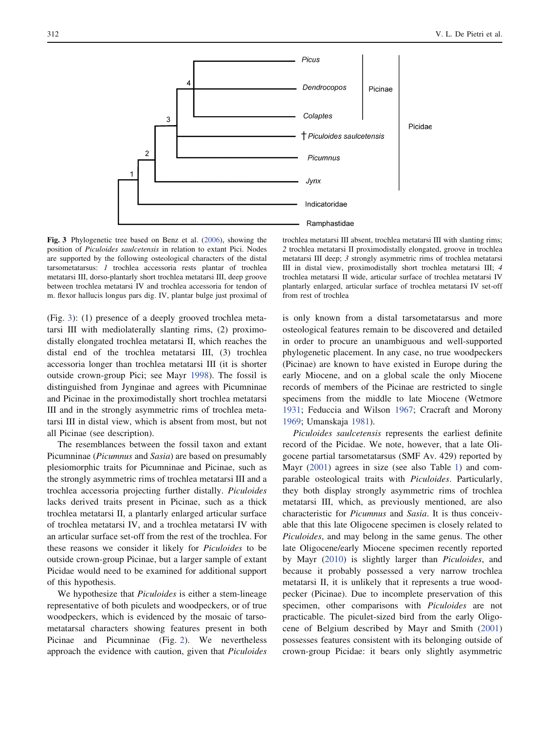Fig. 3 Phylogenetic tree based on Benz et al. (2006), showing the position of *Piculoides saulcetensis* in relation to extant Pici. Nodes are supported by the following osteological characters of the distal tarsometatarsus: *1* trochlea accessoria rests plantar of trochlea metatarsi III, dorso-plantarly short trochlea metatarsi III, deep groove between trochlea metatarsi IV and trochlea accessoria for tendon of m. flexor hallucis longus pars dig. IV, plantar bulge just proximal of trochlea metatarsi III absent, trochlea metatarsi III with slanting rims; *2* trochlea metatarsi II proximodistally elongated, groove in trochlea metatarsi III deep; *3* strongly asymmetric rims of trochlea metatarsi III in distal view, proximodistally short trochlea metatarsi III; *4* trochlea metatarsi II wide, articular surface of trochlea metatarsi IV plantarly enlarged, articular surface of trochlea metatarsi IV set-off from rest of trochlea

(Fig. 3): (1) presence of a deeply grooved trochlea metatarsi III with mediolaterally slanting rims, (2) proximodistally elongated trochlea metatarsi II, which reaches the distal end of the trochlea metatarsi III, (3) trochlea accessoria longer than trochlea metatarsi III (it is shorter outside crown-group Pici; see Mayr 1998). The fossil is distinguished from Jynginae and agrees with Picumninae and Picinae in the proximodistally short trochlea metatarsi III and in the strongly asymmetric rims of trochlea metatarsi III in distal view, which is absent from most, but not all Picinae (see description).

The resemblances between the fossil taxon and extant Picumninae (*Picumnus* and *Sasia*) are based on presumably plesiomorphic traits for Picumninae and Picinae, such as the strongly asymmetric rims of trochlea metatarsi III and a trochlea accessoria projecting further distally. *Piculoides* lacks derived traits present in Picinae, such as a thick trochlea metatarsi II, a plantarly enlarged articular surface of trochlea metatarsi IV, and a trochlea metatarsi IV with an articular surface set-off from the rest of the trochlea. For these reasons we consider it likely for *Piculoides* to be outside crown-group Picinae, but a larger sample of extant Picidae would need to be examined for additional support of this hypothesis.

We hypothesize that *Piculoides* is either a stem-lineage representative of both piculets and woodpeckers, or of true woodpeckers, which is evidenced by the mosaic of tarsometatarsal characters showing features present in both Picinae and Picumninae (Fig. 2). We nevertheless approach the evidence with caution, given that *Piculoides* is only known from a distal tarsometatarsus and more osteological features remain to be discovered and detailed in order to procure an unambiguous and well-supported phylogenetic placement. In any case, no true woodpeckers (Picinae) are known to have existed in Europe during the early Miocene, and on a global scale the only Miocene records of members of the Picinae are restricted to single specimens from the middle to late Miocene (Wetmore 1931; Feduccia and Wilson 1967; Cracraft and Morony 1969; Umanskaja 1981).

*Piculoides saulcetensis* represents the earliest definite record of the Picidae. We note, however, that a late Oligocene partial tarsometatarsus (SMF Av. 429) reported by Mayr (2001) agrees in size (see also Table 1) and comparable osteological traits with *Piculoides*. Particularly, they both display strongly asymmetric rims of trochlea metatarsi III, which, as previously mentioned, are also characteristic for *Picumnus* and *Sasia*. It is thus conceivable that this late Oligocene specimen is closely related to *Piculoides*, and may belong in the same genus. The other late Oligocene/early Miocene specimen recently reported by Mayr (2010) is slightly larger than *Piculoides*, and because it probably possessed a very narrow trochlea metatarsi II, it is unlikely that it represents a true woodpecker (Picinae). Due to incomplete preservation of this specimen, other comparisons with *Piculoides* are not practicable. The piculet-sized bird from the early Oligocene of Belgium described by Mayr and Smith (2001) possesses features consistent with its belonging outside of crown-group Picidae: it bears only slightly asymmetric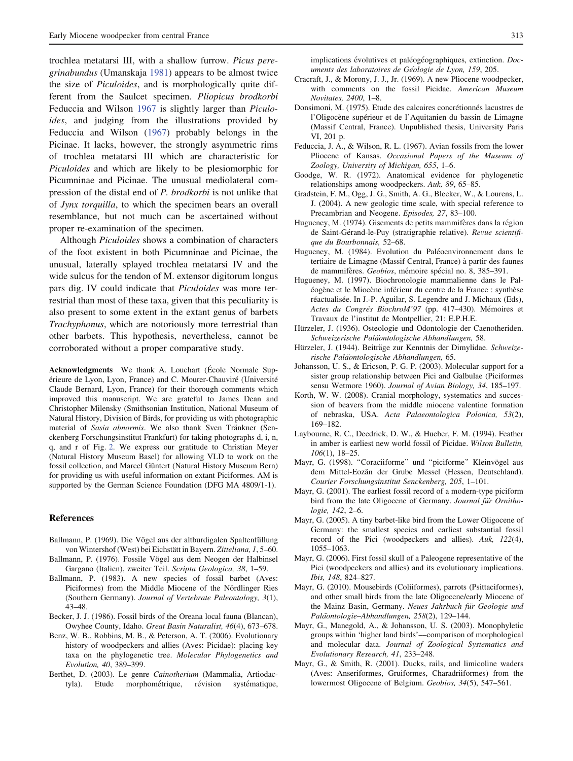trochlea metatarsi III, with a shallow furrow. *Picus peregrinabundus* (Umanskaja 1981) appears to be almost twice the size of *Piculoides*, and is morphologically quite different from the Saulcet specimen. *Pliopicus brodkorbi* Feduccia and Wilson 1967 is slightly larger than *Piculoides*, and judging from the illustrations provided by Feduccia and Wilson (1967) probably belongs in the Picinae. It lacks, however, the strongly asymmetric rims of trochlea metatarsi III which are characteristic for *Piculoides* and which are likely to be plesiomorphic for Picumninae and Picinae. The unusual mediolateral compression of the distal end of *P. brodkorbi* is not unlike that of *Jynx torquilla*, to which the specimen bears an overall resemblance, but not much can be ascertained without proper re-examination of the specimen.

Although *Piculoides* shows a combination of characters of the foot existent in both Picumninae and Picinae, the unusual, laterally splayed trochlea metatarsi IV and the wide sulcus for the tendon of M. extensor digitorum longus pars dig. IV could indicate that *Piculoides* was more terrestrial than most of these taxa, given that this peculiarity is also present to some extent in the extant genus of barbets *Trachyphonus*, which are notoriously more terrestrial than other barbets. This hypothesis, nevertheless, cannot be corroborated without a proper comparative study.

**Acknowledgments** We thank A. Louchart (École Normale Supérieure de Lyon, Lyon, France) and C. Mourer-Chauviré (Université Claude Bernard, Lyon, France) for their thorough comments which improved this manuscript. We are grateful to James Dean and Christopher Milensky (Smithsonian Institution, National Museum of Natural History, Division of Birds, for providing us with photographic material of *Sasia abnormis*. We also thank Sven Tränkner (Senckenberg Forschungsinstitut Frankfurt) for taking photographs d, i, n, q, and r of Fig. 2. We express our gratitude to Christian Meyer (Natural History Museum Basel) for allowing VLD to work on the fossil collection, and Marcel Güntert (Natural History Museum Bern) for providing us with useful information on extant Piciformes. AM is supported by the German Science Foundation (DFG MA 4809/1-1).

## References

Ballmann, P. (1969). Die Vögel aus der altburdigalen Spaltenfüllung von Wintershof (West) bei Eichstätt in Bayern. *Zitteliana, 1*, 5–60.

Ballmann, P. (1976). Fossile Vögel aus dem Neogen der Halbinsel Gargano (Italien), zweiter Teil. *Scripta Geologica, 38*, 1–59.

Ballmann, P. (1983). A new species of fossil barbet (Aves: Piciformes) from the Middle Miocene of the Nördlinger Ries (Southern Germany). *Journal of Vertebrate Paleontology, 3*(1), 43–48.

Becker, J. J. (1986). Fossil birds of the Oreana local fauna (Blancan), Owyhee County, Idaho. *Great Basin Naturalist, 46*(4), 673–678.

Benz, W. B., Robbins, M. B., & Peterson, A. T. (2006). Evolutionary history of woodpeckers and allies (Aves: Picidae): placing key taxa on the phylogenetic tree. *Molecular Phylogenetics and Evolution, 40*, 389–399.

Berthet, D. (2003). Le genre *Cainotherium* (Mammalia, Artiodactyla). Etude morphométrique, révision systématique, implications évolutives et paléogéographiques, extinction. *Documents des laboratoires de Géologie de Lyon, 159*, 205.

Cracraft, J., & Morony, J. J., Jr. (1969). A new Pliocene woodpecker, with comments on the fossil Picidae. *American Museum Novitates, 2400*, 1–8.

Donsimoni, M. (1975). Etude des calcaires concrétionnés lacustres de l'Oligocène supérieur et de l'Aquitanien du bassin de Limagne (Massif Central, France). Unpublished thesis, University Paris VI, 201 p.

Feduccia, J. A., & Wilson, R. L. (1967). Avian fossils from the lower Pliocene of Kansas. *Occasional Papers of the Museum of Zoology, University of Michigan, 655*, 1–6.

Goodge, W. R. (1972). Anatomical evidence for phylogenetic relationships among woodpeckers. *Auk, 89*, 65–85.

Gradstein, F. M., Ogg, J. G., Smith, A. G., Bleeker, W., & Lourens, L. J. (2004). A new geologic time scale, with special reference to Precambrian and Neogene. *Episodes, 27*, 83–100.

Hugueney, M. (1974). Gisements de petits mammifères dans la région de Saint-Gérand-le-Puy (stratigraphie relative). *Revue scientifique du Bourbonnais,* 52–68.

Hugueney, M. (1984). Evolution du Paléoenvironnement dans le tertiaire de Limagne (Massif Central, France) à partir des faunes de mammifères. *Geobios*, mémoire spécial no. 8, 385–391.

Hugueney, M. (1997). Biochronologie mammalienne dans le Paléogène et le Miocène inférieur du centre de la France : synthèse réactualisée. In J.-P. Aguilar, S. Legendre and J. Michaux (Eds), *Actes du Congrès BiochroM'97* (pp. 417–430). Mémoires et Travaux de l'institut de Montpellier, 21: E.P.H.E.

Hürzeler, J. (1936). Osteologie und Odontologie der Caenotheriden. *Schweizerische Paläontologische Abhandlungen,* 58.

Hürzeler, J. (1944). Beiträge zur Kenntnis der Dimylidae. *Schweizerische Paläontologische Abhandlungen,* 65.

Johansson, U. S., & Ericson, P. G. P. (2003). Molecular support for a sister group relationship between Pici and Galbulae (Piciformes sensu Wetmore 1960). *Journal of Avian Biology, 34*, 185–197.

Korth, W. W. (2008). Cranial morphology, systematics and succession of beavers from the middle miocene valentine formation of nebraska, USA. *Acta Palaeontologica Polonica, 53*(2), 169–182.

Laybourne, R. C., Deedrick, D. W., & Hueber, F. M. (1994). Feather in amber is earliest new world fossil of Picidae. *Wilson Bulletin, 106*(1), 18–25.

Mayr, G. (1998). "Coraciiforme" und "piciforme" Kleinvögel aus dem Mittel-Eozän der Grube Messel (Hessen, Deutschland). *Courier Forschungsinstitut Senckenberg, 205*, 1–101.

Mayr, G. (2001). The earliest fossil record of a modern-type piciform bird from the late Oligocene of Germany. *Journal für Ornithologie, 142*, 2–6.

Mayr, G. (2005). A tiny barbet-like bird from the Lower Oligocene of Germany: the smallest species and earliest substantial fossil record of the Pici (woodpeckers and allies). *Auk, 122*(4), 1055–1063.

Mayr, G. (2006). First fossil skull of a Paleogene representative of the Pici (woodpeckers and allies) and its evolutionary implications. *Ibis, 148*, 824–827.

Mayr, G. (2010). Mousebirds (Coliiformes), parrots (Psittaciformes), and other small birds from the late Oligocene/early Miocene of the Mainz Basin, Germany. *Neues Jahrbuch für Geologie und Paläontologie–Abhandlungen, 258*(2), 129–144.

Mayr, G., Manegold, A., & Johansson, U. S. (2003). Monophyletic groups within 'higher land birds'—comparison of morphological and molecular data. *Journal of Zoological Systematics and Evolutionary Research, 41*, 233–248.

Mayr, G., & Smith, R. (2001). Ducks, rails, and limicoline waders (Aves: Anseriformes, Gruiformes, Charadriiformes) from the lowermost Oligocene of Belgium. *Geobios, 34*(5), 547–561.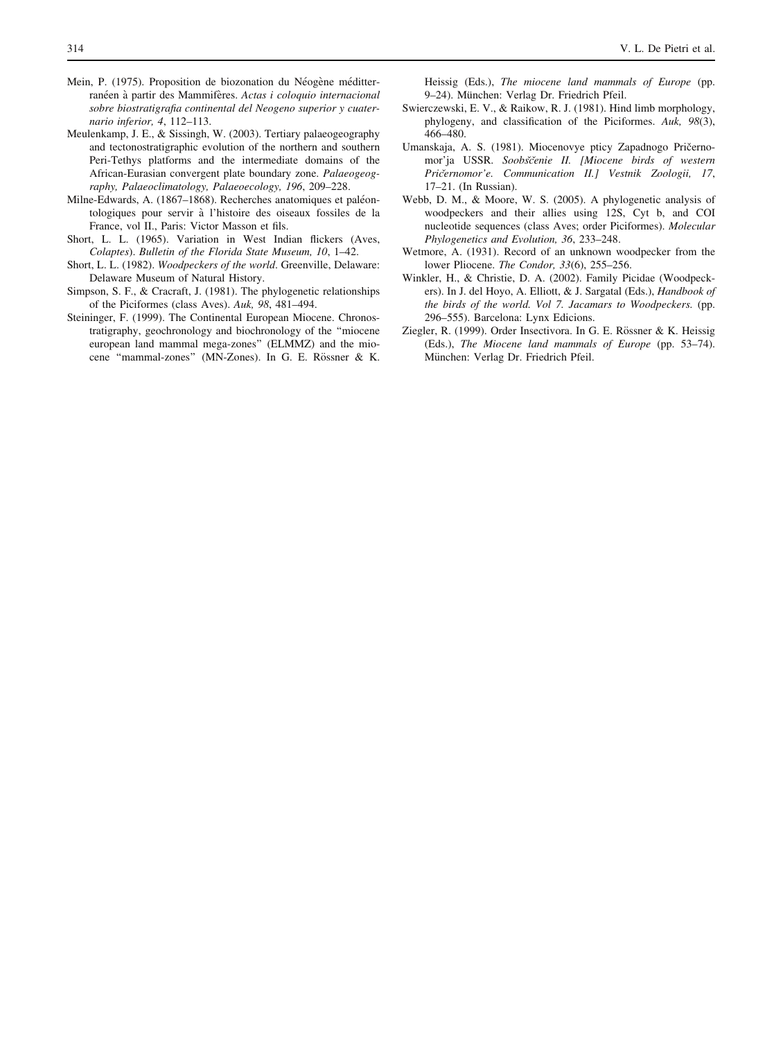Mein, P. (1975). Proposition de biozonation du Néogène méditerranéen à partir des Mammifères. *Actas i coloquio internacional sobre biostratigrafia continental del Neogeno superior y cuaternario inferior, 4*, 112–113.

Meulenkamp, J. E., & Sissingh, W. (2003). Tertiary palaeogeography and tectonostratigraphic evolution of the northern and southern Peri-Tethys platforms and the intermediate domains of the African-Eurasian convergent plate boundary zone. *Palaeogeography, Palaeoclimatology, Palaeoecology, 196*, 209–228.

Milne-Edwards, A. (1867–1868). Recherches anatomiques et paléontologiques pour servir à l'histoire des oiseaux fossiles de la France, vol II., Paris: Victor Masson et fils.

Short, L. L. (1965). Variation in West Indian flickers (Aves, *Colaptes*). *Bulletin of the Florida State Museum, 10*, 1–42.

Short, L. L. (1982). *Woodpeckers of the world*. Greenville, Delaware: Delaware Museum of Natural History.

Simpson, S. F., & Cracraft, J. (1981). The phylogenetic relationships of the Piciformes (class Aves). *Auk, 98*, 481–494.

Steininger, F. (1999). The Continental European Miocene. Chronostratigraphy, geochronology and biochronology of the "miocene european land mammal mega-zones" (ELMMZ) and the miocene "mammal-zones" (MN-Zones). In G. E. Rössner & K. Heissig (Eds.), *The miocene land mammals of Europe* (pp. 9–24). München: Verlag Dr. Friedrich Pfeil.

Swierczewski, E. V., & Raikow, R. J. (1981). Hind limb morphology, phylogeny, and classification of the Piciformes. *Auk, 98*(3), 466–480.

Umanskaja, A. S. (1981). Miocenovye pticy Zapadnogo Pričernomor'ja USSR. *Soobščenie II. [Miocene birds of western Pričernomor'e. Communication II.] Vestnik Zoologii, 17*, 17–21. (In Russian).

Webb, D. M., & Moore, W. S. (2005). A phylogenetic analysis of woodpeckers and their allies using 12S, Cyt b, and COI nucleotide sequences (class Aves; order Piciformes). *Molecular Phylogenetics and Evolution, 36*, 233–248.

Wetmore, A. (1931). Record of an unknown woodpecker from the lower Pliocene. *The Condor, 33*(6), 255–256.

Winkler, H., & Christie, D. A. (2002). Family Picidae (Woodpeckers). In J. del Hoyo, A. Elliott, & J. Sargatal (Eds.), *Handbook of the birds of the world. Vol 7. Jacamars to Woodpeckers.* (pp. 296–555). Barcelona: Lynx Edicions.

Ziegler, R. (1999). Order Insectivora. In G. E. Rössner & K. Heissig (Eds.), *The Miocene land mammals of Europe* (pp. 53–74). München: Verlag Dr. Friedrich Pfeil.